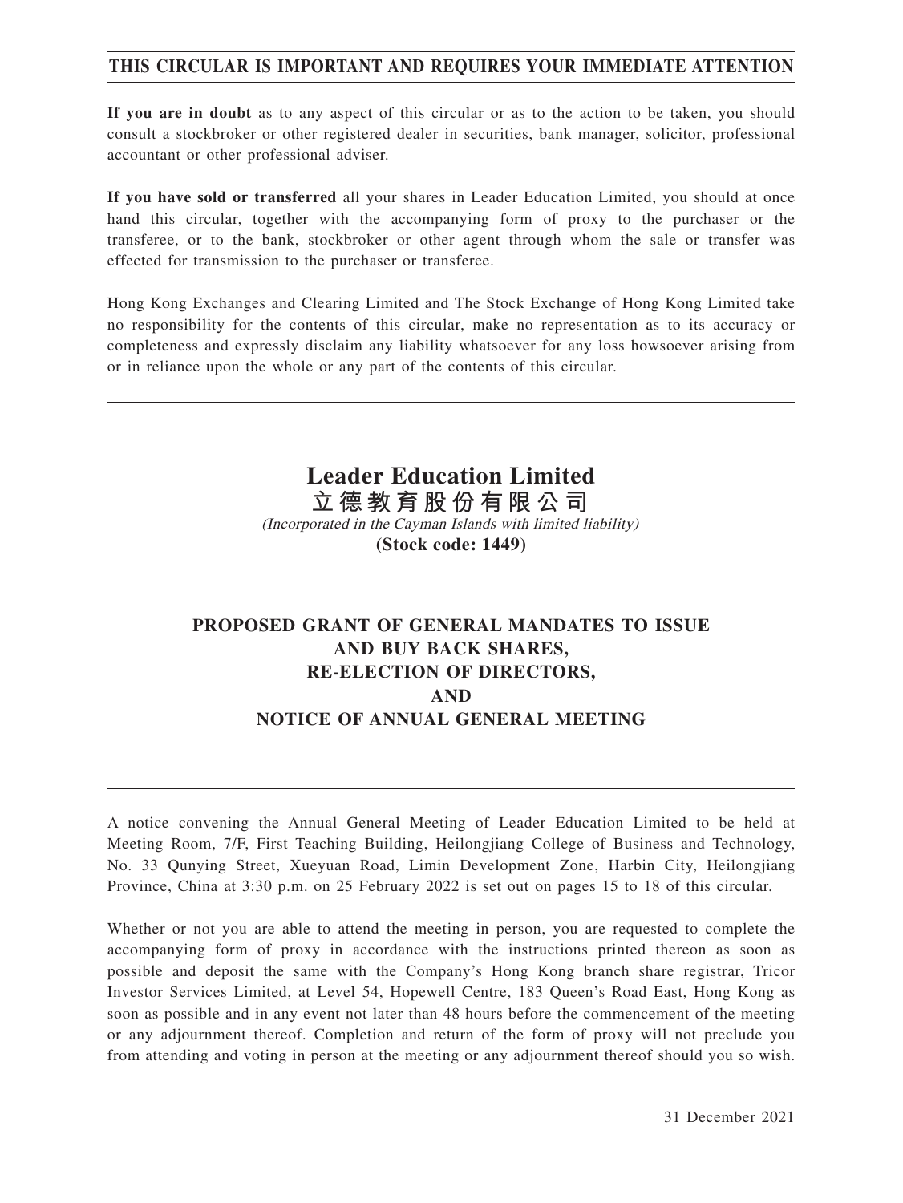**THIS CIRCULAR IS IMPORTANT AND REQUIRES YOUR IMMEDIATE ATTENTION**

**If you are in doubt** as to any aspect of this circular or as to the action to be taken, you should consult a stockbroker or other registered dealer in securities, bank manager, solicitor, professional accountant or other professional adviser.

**If you have sold or transferred** all your shares in Leader Education Limited, you should at once hand this circular, together with the accompanying form of proxy to the purchaser or the transferee, or to the bank, stockbroker or other agent through whom the sale or transfer was effected for transmission to the purchaser or transferee.

Hong Kong Exchanges and Clearing Limited and The Stock Exchange of Hong Kong Limited take no responsibility for the contents of this circular, make no representation as to its accuracy or completeness and expressly disclaim any liability whatsoever for any loss howsoever arising from or in reliance upon the whole or any part of the contents of this circular.

# Leader Education Limited
# 立德教育股份有限公司

*(Incorporated in the Cayman Islands with limited liability)*

**(Stock code: 1449)**

## PROPOSED GRANT OF GENERAL MANDATES TO ISSUE AND BUY BACK SHARES, RE-ELECTION OF DIRECTORS, AND NOTICE OF ANNUAL GENERAL MEETING

A notice convening the Annual General Meeting of Leader Education Limited to be held at Meeting Room, 7/F, First Teaching Building, Heilongjiang College of Business and Technology, No. 33 Qunying Street, Xueyuan Road, Limin Development Zone, Harbin City, Heilongjiang Province, China at 3:30 p.m. on 25 February 2022 is set out on pages 15 to 18 of this circular.

Whether or not you are able to attend the meeting in person, you are requested to complete the accompanying form of proxy in accordance with the instructions printed thereon as soon as possible and deposit the same with the Company's Hong Kong branch share registrar, Tricor Investor Services Limited, at Level 54, Hopewell Centre, 183 Queen's Road East, Hong Kong as soon as possible and in any event not later than 48 hours before the commencement of the meeting or any adjournment thereof. Completion and return of the form of proxy will not preclude you from attending and voting in person at the meeting or any adjournment thereof should you so wish.

31 December 2021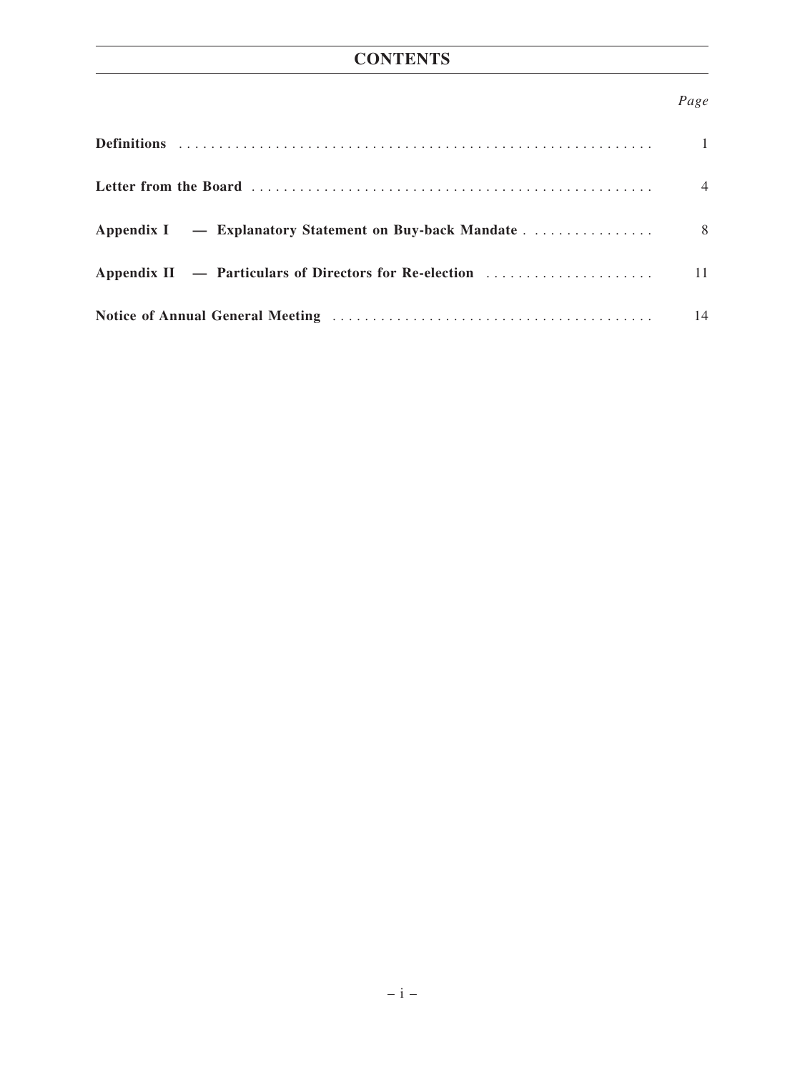# CONTENTS

| | *Page* |
|---|---|
| **Definitions** | 1 |
| **Letter from the Board** | 4 |
| **Appendix I — Explanatory Statement on Buy-back Mandate** | 8 |
| **Appendix II — Particulars of Directors for Re-election** | 11 |
| **Notice of Annual General Meeting** | 14 |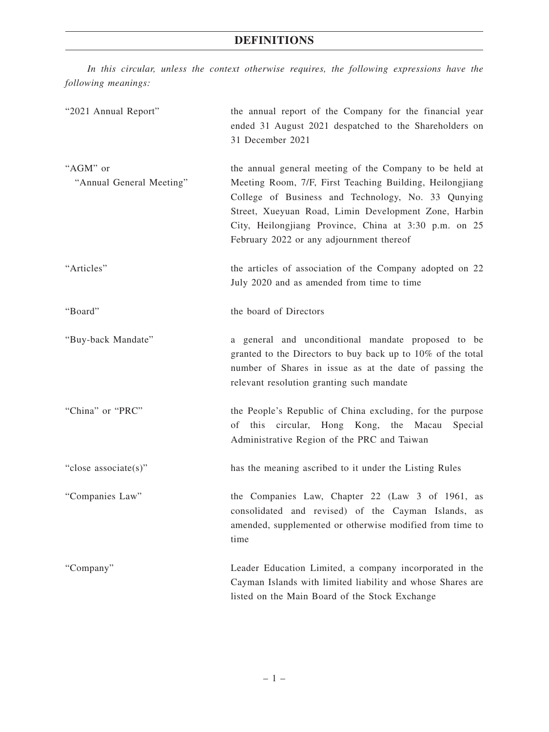# DEFINITIONS

*In this circular, unless the context otherwise requires, the following expressions have the following meanings:*

| | |
|---|---|
| "2021 Annual Report" | the annual report of the Company for the financial year ended 31 August 2021 despatched to the Shareholders on 31 December 2021 |
| "AGM" or "Annual General Meeting" | the annual general meeting of the Company to be held at Meeting Room, 7/F, First Teaching Building, Heilongjiang College of Business and Technology, No. 33 Qunying Street, Xueyuan Road, Limin Development Zone, Harbin City, Heilongjiang Province, China at 3:30 p.m. on 25 February 2022 or any adjournment thereof |
| "Articles" | the articles of association of the Company adopted on 22 July 2020 and as amended from time to time |
| "Board" | the board of Directors |
| "Buy-back Mandate" | a general and unconditional mandate proposed to be granted to the Directors to buy back up to 10% of the total number of Shares in issue as at the date of passing the relevant resolution granting such mandate |
| "China" or "PRC" | the People's Republic of China excluding, for the purpose of this circular, Hong Kong, the Macau Special Administrative Region of the PRC and Taiwan |
| "close associate(s)" | has the meaning ascribed to it under the Listing Rules |
| "Companies Law" | the Companies Law, Chapter 22 (Law 3 of 1961, as consolidated and revised) of the Cayman Islands, as amended, supplemented or otherwise modified from time to time |
| "Company" | Leader Education Limited, a company incorporated in the Cayman Islands with limited liability and whose Shares are listed on the Main Board of the Stock Exchange |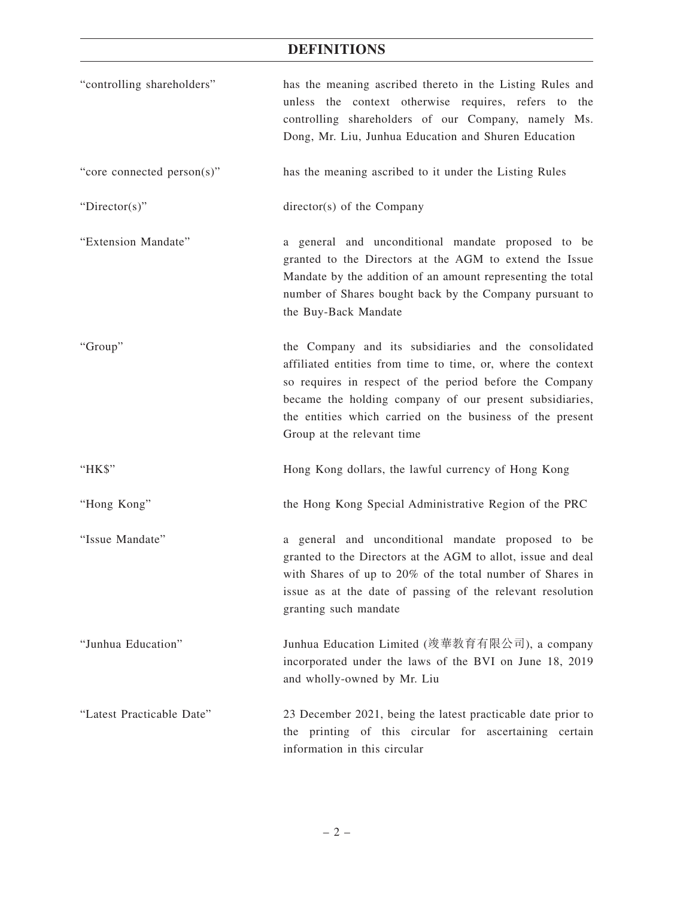# DEFINITIONS

| | |
|---|---|
| "controlling shareholders" | has the meaning ascribed thereto in the Listing Rules and unless the context otherwise requires, refers to the controlling shareholders of our Company, namely Ms. Dong, Mr. Liu, Junhua Education and Shuren Education |
| "core connected person(s)" | has the meaning ascribed to it under the Listing Rules |
| "Director(s)" | director(s) of the Company |
| "Extension Mandate" | a general and unconditional mandate proposed to be granted to the Directors at the AGM to extend the Issue Mandate by the addition of an amount representing the total number of Shares bought back by the Company pursuant to the Buy-Back Mandate |
| "Group" | the Company and its subsidiaries and the consolidated affiliated entities from time to time, or, where the context so requires in respect of the period before the Company became the holding company of our present subsidiaries, the entities which carried on the business of the present Group at the relevant time |
| "HK$" | Hong Kong dollars, the lawful currency of Hong Kong |
| "Hong Kong" | the Hong Kong Special Administrative Region of the PRC |
| "Issue Mandate" | a general and unconditional mandate proposed to be granted to the Directors at the AGM to allot, issue and deal with Shares of up to 20% of the total number of Shares in issue as at the date of passing of the relevant resolution granting such mandate |
| "Junhua Education" | Junhua Education Limited (竣華教育有限公司), a company incorporated under the laws of the BVI on June 18, 2019 and wholly-owned by Mr. Liu |
| "Latest Practicable Date" | 23 December 2021, being the latest practicable date prior to the printing of this circular for ascertaining certain information in this circular |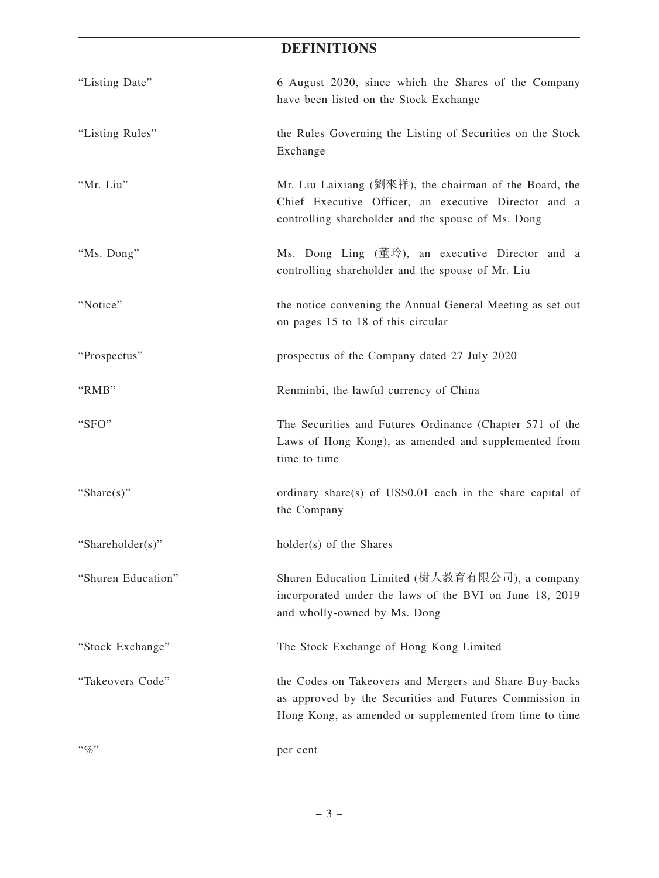# DEFINITIONS

| | |
|---|---|
| "Listing Date" | 6 August 2020, since which the Shares of the Company have been listed on the Stock Exchange |
| "Listing Rules" | the Rules Governing the Listing of Securities on the Stock Exchange |
| "Mr. Liu" | Mr. Liu Laixiang (劉來祥), the chairman of the Board, the Chief Executive Officer, an executive Director and a controlling shareholder and the spouse of Ms. Dong |
| "Ms. Dong" | Ms. Dong Ling (董玲), an executive Director and a controlling shareholder and the spouse of Mr. Liu |
| "Notice" | the notice convening the Annual General Meeting as set out on pages 15 to 18 of this circular |
| "Prospectus" | prospectus of the Company dated 27 July 2020 |
| "RMB" | Renminbi, the lawful currency of China |
| "SFO" | The Securities and Futures Ordinance (Chapter 571 of the Laws of Hong Kong), as amended and supplemented from time to time |
| "Share(s)" | ordinary share(s) of US$0.01 each in the share capital of the Company |
| "Shareholder(s)" | holder(s) of the Shares |
| "Shuren Education" | Shuren Education Limited (樹人教育有限公司), a company incorporated under the laws of the BVI on June 18, 2019 and wholly-owned by Ms. Dong |
| "Stock Exchange" | The Stock Exchange of Hong Kong Limited |
| "Takeovers Code" | the Codes on Takeovers and Mergers and Share Buy-backs as approved by the Securities and Futures Commission in Hong Kong, as amended or supplemented from time to time |
| "%" | per cent |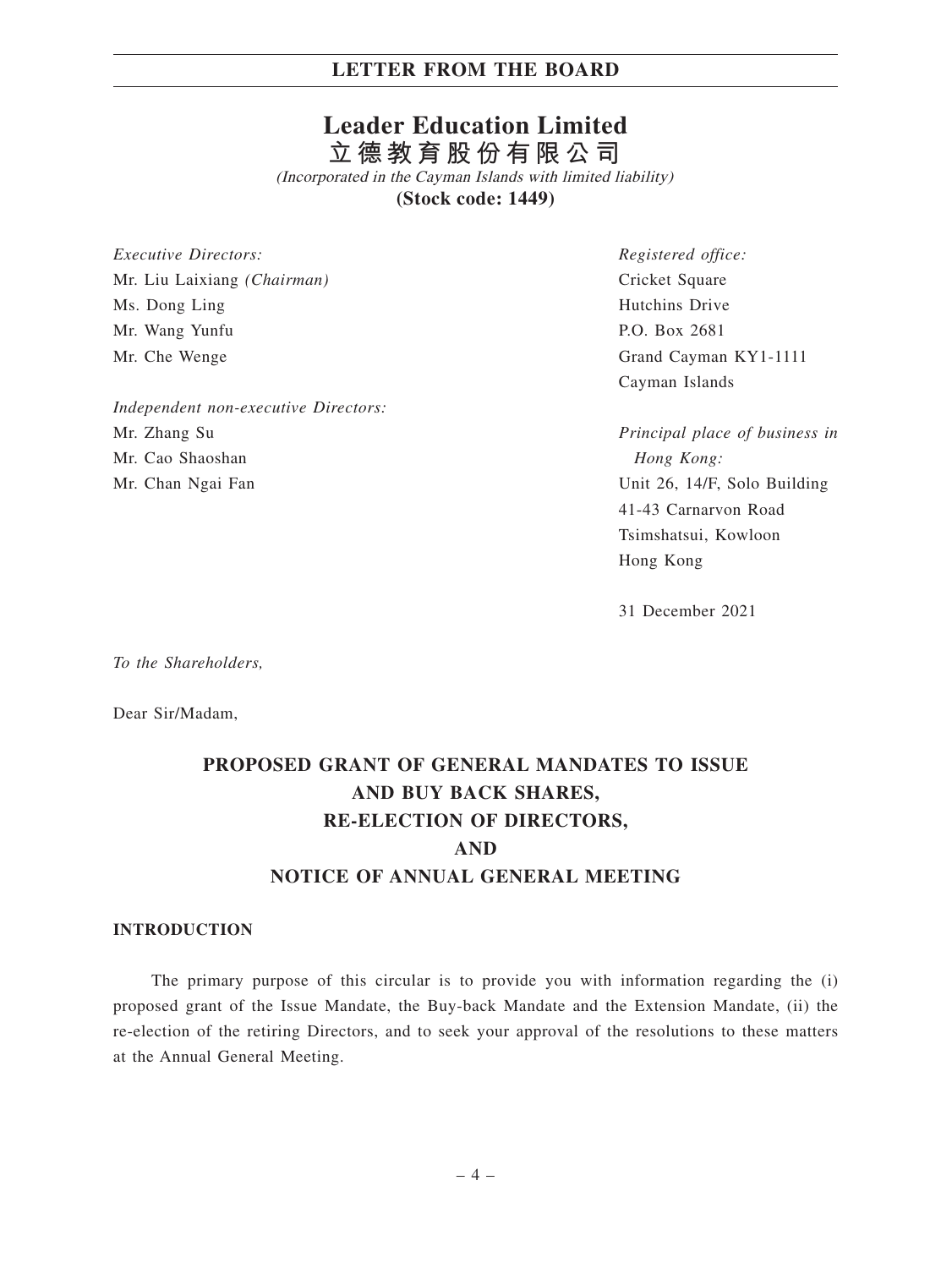# Leader Education Limited
# 立德教育股份有限公司

*(Incorporated in the Cayman Islands with limited liability)*

**(Stock code: 1449)**

*Executive Directors:*
Mr. Liu Laixiang *(Chairman)*
Ms. Dong Ling
Mr. Wang Yunfu
Mr. Che Wenge

*Independent non-executive Directors:*
Mr. Zhang Su
Mr. Cao Shaoshan
Mr. Chan Ngai Fan

*Registered office:*
Cricket Square
Hutchins Drive
P.O. Box 2681
Grand Cayman KY1-1111
Cayman Islands

*Principal place of business in Hong Kong:*
Unit 26, 14/F, Solo Building
41-43 Carnarvon Road
Tsimshatsui, Kowloon
Hong Kong

31 December 2021

*To the Shareholders,*

Dear Sir/Madam,

## PROPOSED GRANT OF GENERAL MANDATES TO ISSUE AND BUY BACK SHARES, RE-ELECTION OF DIRECTORS, AND NOTICE OF ANNUAL GENERAL MEETING

### INTRODUCTION

The primary purpose of this circular is to provide you with information regarding the (i) proposed grant of the Issue Mandate, the Buy-back Mandate and the Extension Mandate, (ii) the re-election of the retiring Directors, and to seek your approval of the resolutions to these matters at the Annual General Meeting.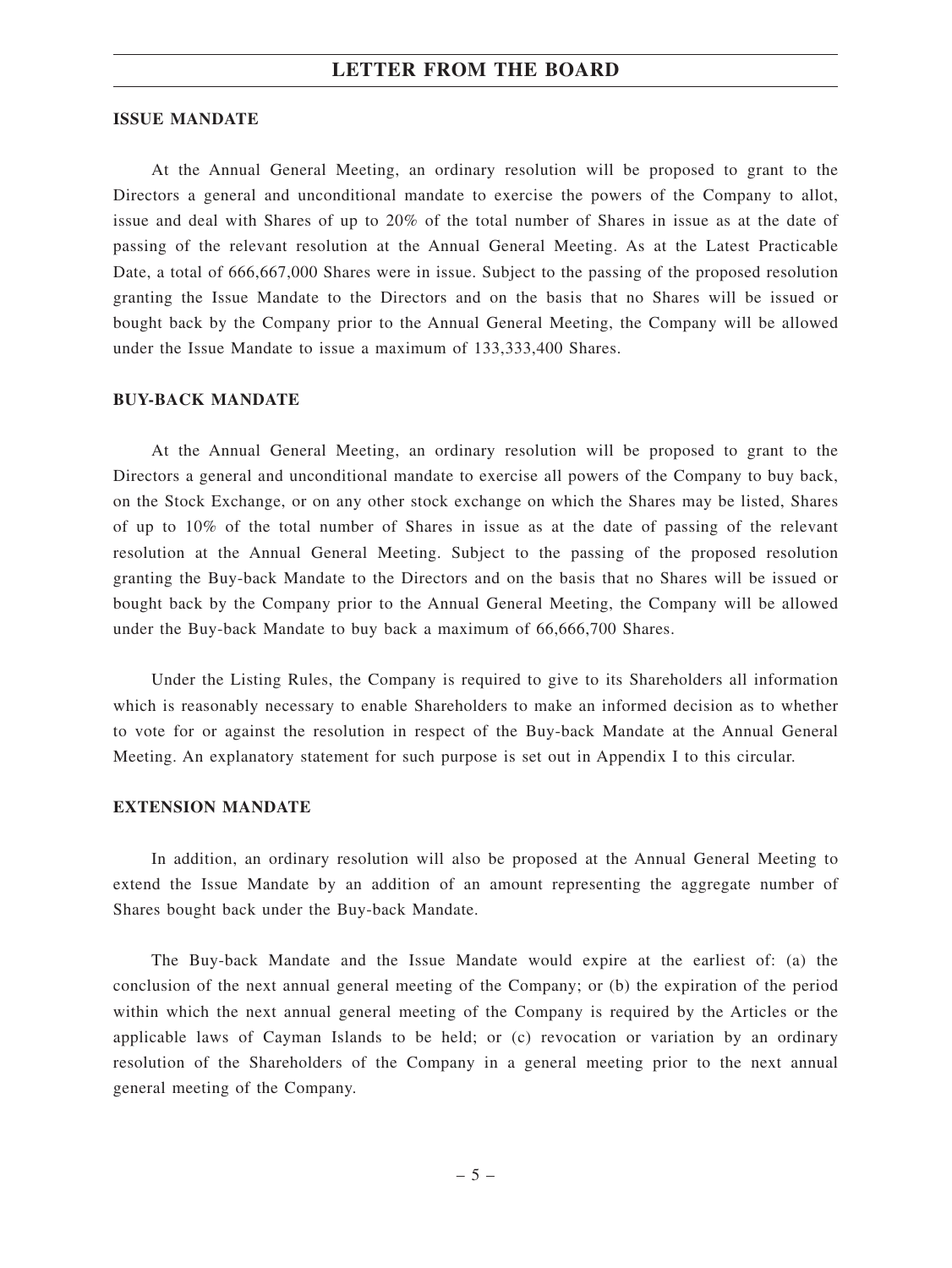## ISSUE MANDATE

At the Annual General Meeting, an ordinary resolution will be proposed to grant to the Directors a general and unconditional mandate to exercise the powers of the Company to allot, issue and deal with Shares of up to 20% of the total number of Shares in issue as at the date of passing of the relevant resolution at the Annual General Meeting. As at the Latest Practicable Date, a total of 666,667,000 Shares were in issue. Subject to the passing of the proposed resolution granting the Issue Mandate to the Directors and on the basis that no Shares will be issued or bought back by the Company prior to the Annual General Meeting, the Company will be allowed under the Issue Mandate to issue a maximum of 133,333,400 Shares.

## BUY-BACK MANDATE

At the Annual General Meeting, an ordinary resolution will be proposed to grant to the Directors a general and unconditional mandate to exercise all powers of the Company to buy back, on the Stock Exchange, or on any other stock exchange on which the Shares may be listed, Shares of up to 10% of the total number of Shares in issue as at the date of passing of the relevant resolution at the Annual General Meeting. Subject to the passing of the proposed resolution granting the Buy-back Mandate to the Directors and on the basis that no Shares will be issued or bought back by the Company prior to the Annual General Meeting, the Company will be allowed under the Buy-back Mandate to buy back a maximum of 66,666,700 Shares.

Under the Listing Rules, the Company is required to give to its Shareholders all information which is reasonably necessary to enable Shareholders to make an informed decision as to whether to vote for or against the resolution in respect of the Buy-back Mandate at the Annual General Meeting. An explanatory statement for such purpose is set out in Appendix I to this circular.

## EXTENSION MANDATE

In addition, an ordinary resolution will also be proposed at the Annual General Meeting to extend the Issue Mandate by an addition of an amount representing the aggregate number of Shares bought back under the Buy-back Mandate.

The Buy-back Mandate and the Issue Mandate would expire at the earliest of: (a) the conclusion of the next annual general meeting of the Company; or (b) the expiration of the period within which the next annual general meeting of the Company is required by the Articles or the applicable laws of Cayman Islands to be held; or (c) revocation or variation by an ordinary resolution of the Shareholders of the Company in a general meeting prior to the next annual general meeting of the Company.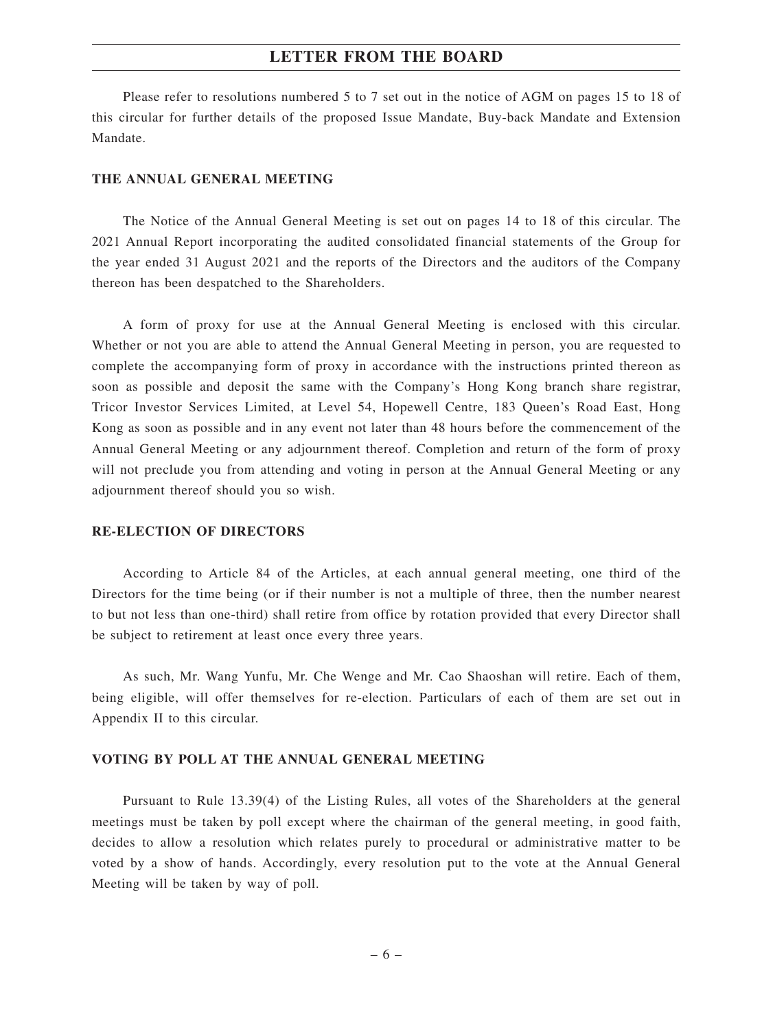Please refer to resolutions numbered 5 to 7 set out in the notice of AGM on pages 15 to 18 of this circular for further details of the proposed Issue Mandate, Buy-back Mandate and Extension Mandate.

## THE ANNUAL GENERAL MEETING

The Notice of the Annual General Meeting is set out on pages 14 to 18 of this circular. The 2021 Annual Report incorporating the audited consolidated financial statements of the Group for the year ended 31 August 2021 and the reports of the Directors and the auditors of the Company thereon has been despatched to the Shareholders.

A form of proxy for use at the Annual General Meeting is enclosed with this circular. Whether or not you are able to attend the Annual General Meeting in person, you are requested to complete the accompanying form of proxy in accordance with the instructions printed thereon as soon as possible and deposit the same with the Company's Hong Kong branch share registrar, Tricor Investor Services Limited, at Level 54, Hopewell Centre, 183 Queen's Road East, Hong Kong as soon as possible and in any event not later than 48 hours before the commencement of the Annual General Meeting or any adjournment thereof. Completion and return of the form of proxy will not preclude you from attending and voting in person at the Annual General Meeting or any adjournment thereof should you so wish.

## RE-ELECTION OF DIRECTORS

According to Article 84 of the Articles, at each annual general meeting, one third of the Directors for the time being (or if their number is not a multiple of three, then the number nearest to but not less than one-third) shall retire from office by rotation provided that every Director shall be subject to retirement at least once every three years.

As such, Mr. Wang Yunfu, Mr. Che Wenge and Mr. Cao Shaoshan will retire. Each of them, being eligible, will offer themselves for re-election. Particulars of each of them are set out in Appendix II to this circular.

## VOTING BY POLL AT THE ANNUAL GENERAL MEETING

Pursuant to Rule 13.39(4) of the Listing Rules, all votes of the Shareholders at the general meetings must be taken by poll except where the chairman of the general meeting, in good faith, decides to allow a resolution which relates purely to procedural or administrative matter to be voted by a show of hands. Accordingly, every resolution put to the vote at the Annual General Meeting will be taken by way of poll.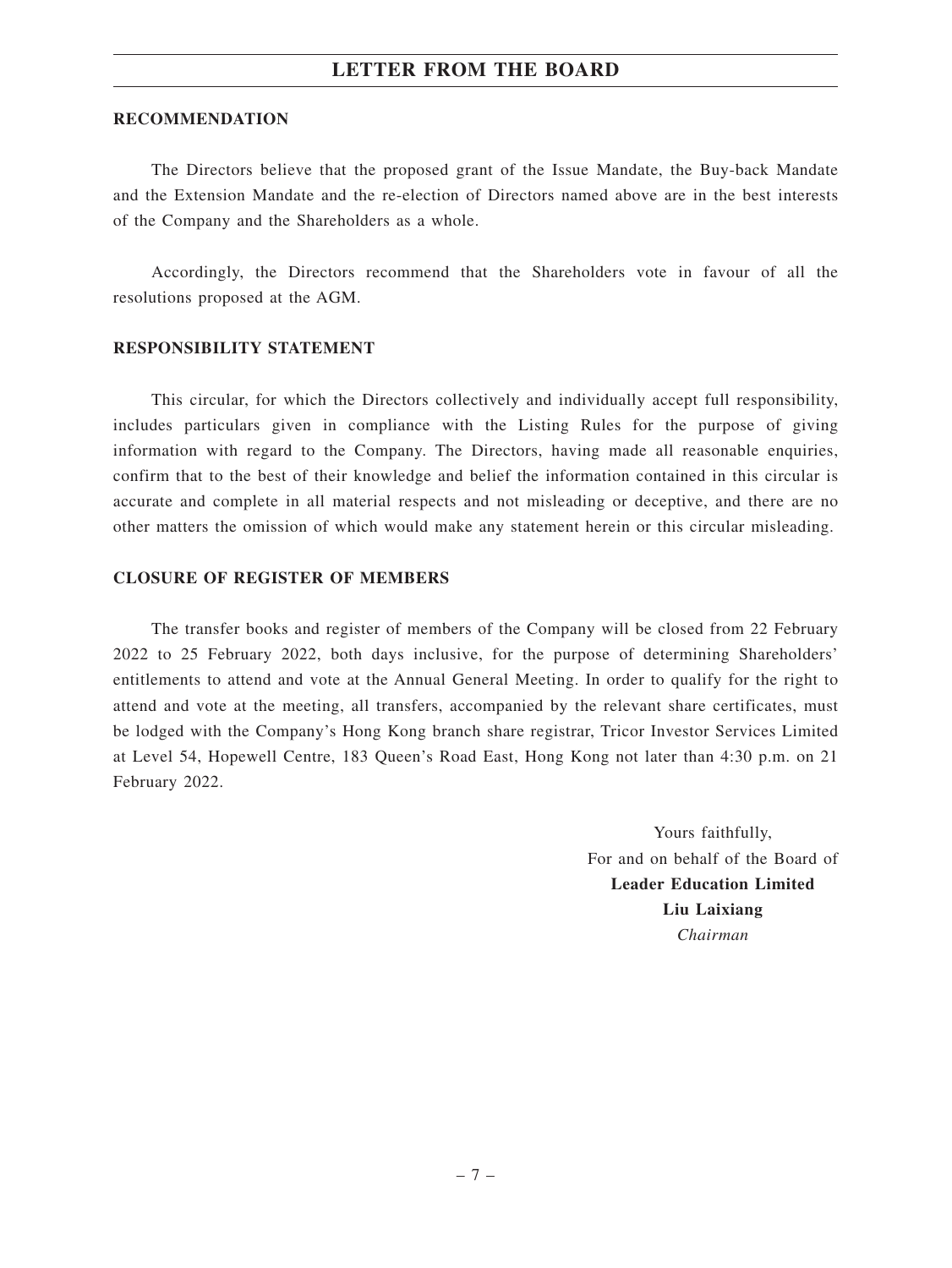## RECOMMENDATION

The Directors believe that the proposed grant of the Issue Mandate, the Buy-back Mandate and the Extension Mandate and the re-election of Directors named above are in the best interests of the Company and the Shareholders as a whole.

Accordingly, the Directors recommend that the Shareholders vote in favour of all the resolutions proposed at the AGM.

## RESPONSIBILITY STATEMENT

This circular, for which the Directors collectively and individually accept full responsibility, includes particulars given in compliance with the Listing Rules for the purpose of giving information with regard to the Company. The Directors, having made all reasonable enquiries, confirm that to the best of their knowledge and belief the information contained in this circular is accurate and complete in all material respects and not misleading or deceptive, and there are no other matters the omission of which would make any statement herein or this circular misleading.

## CLOSURE OF REGISTER OF MEMBERS

The transfer books and register of members of the Company will be closed from 22 February 2022 to 25 February 2022, both days inclusive, for the purpose of determining Shareholders' entitlements to attend and vote at the Annual General Meeting. In order to qualify for the right to attend and vote at the meeting, all transfers, accompanied by the relevant share certificates, must be lodged with the Company's Hong Kong branch share registrar, Tricor Investor Services Limited at Level 54, Hopewell Centre, 183 Queen's Road East, Hong Kong not later than 4:30 p.m. on 21 February 2022.

Yours faithfully,
For and on behalf of the Board of
**Leader Education Limited**
**Liu Laixiang**
*Chairman*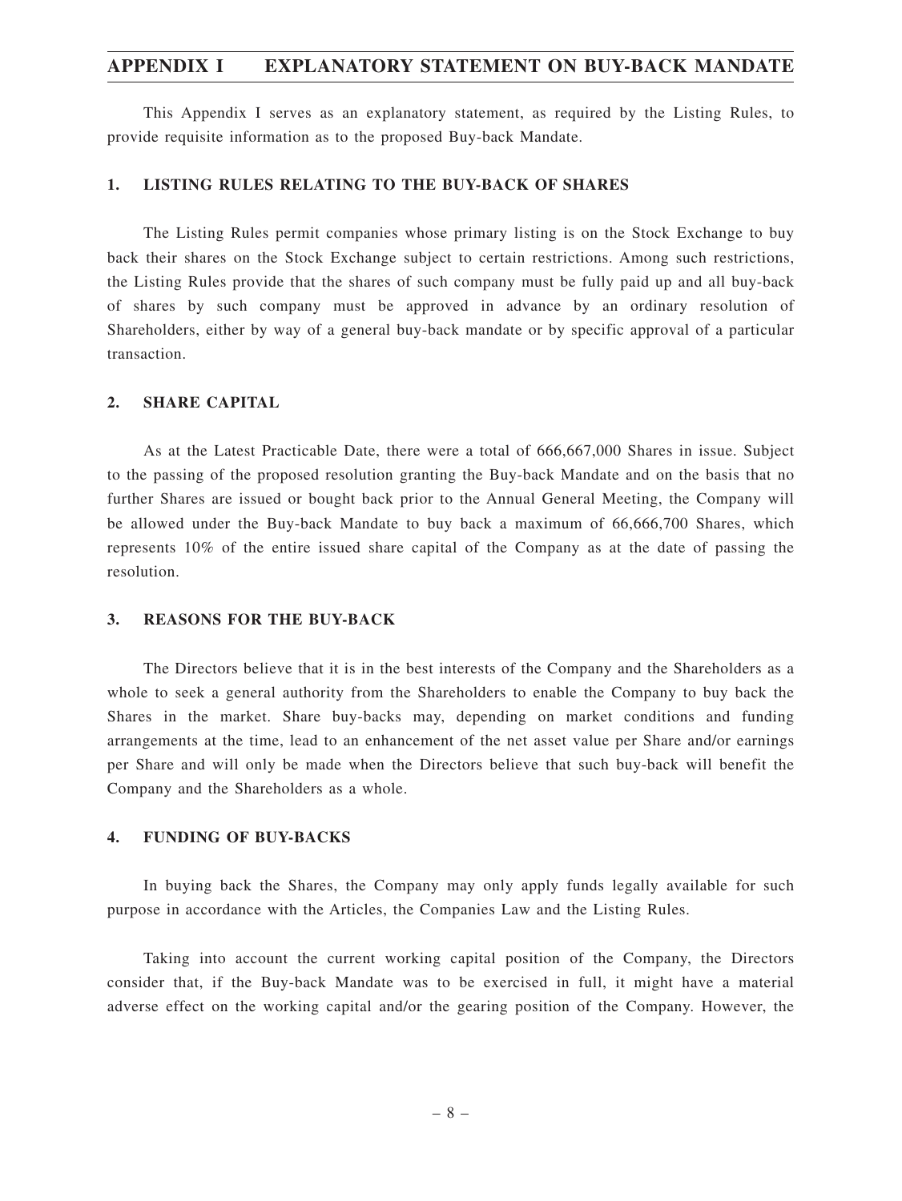# APPENDIX I EXPLANATORY STATEMENT ON BUY-BACK MANDATE

This Appendix I serves as an explanatory statement, as required by the Listing Rules, to provide requisite information as to the proposed Buy-back Mandate.

## 1. LISTING RULES RELATING TO THE BUY-BACK OF SHARES

The Listing Rules permit companies whose primary listing is on the Stock Exchange to buy back their shares on the Stock Exchange subject to certain restrictions. Among such restrictions, the Listing Rules provide that the shares of such company must be fully paid up and all buy-back of shares by such company must be approved in advance by an ordinary resolution of Shareholders, either by way of a general buy-back mandate or by specific approval of a particular transaction.

## 2. SHARE CAPITAL

As at the Latest Practicable Date, there were a total of 666,667,000 Shares in issue. Subject to the passing of the proposed resolution granting the Buy-back Mandate and on the basis that no further Shares are issued or bought back prior to the Annual General Meeting, the Company will be allowed under the Buy-back Mandate to buy back a maximum of 66,666,700 Shares, which represents 10% of the entire issued share capital of the Company as at the date of passing the resolution.

## 3. REASONS FOR THE BUY-BACK

The Directors believe that it is in the best interests of the Company and the Shareholders as a whole to seek a general authority from the Shareholders to enable the Company to buy back the Shares in the market. Share buy-backs may, depending on market conditions and funding arrangements at the time, lead to an enhancement of the net asset value per Share and/or earnings per Share and will only be made when the Directors believe that such buy-back will benefit the Company and the Shareholders as a whole.

## 4. FUNDING OF BUY-BACKS

In buying back the Shares, the Company may only apply funds legally available for such purpose in accordance with the Articles, the Companies Law and the Listing Rules.

Taking into account the current working capital position of the Company, the Directors consider that, if the Buy-back Mandate was to be exercised in full, it might have a material adverse effect on the working capital and/or the gearing position of the Company. However, the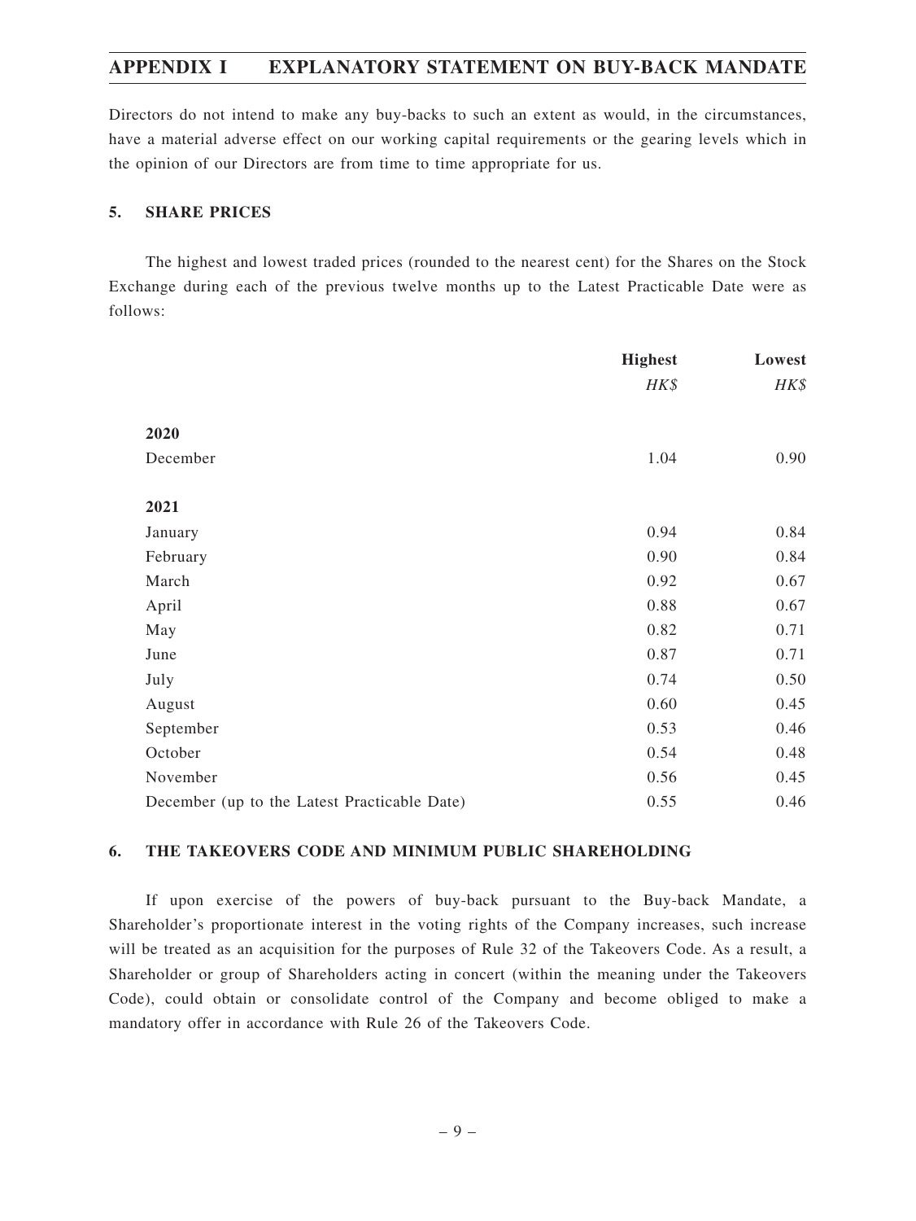Directors do not intend to make any buy-backs to such an extent as would, in the circumstances, have a material adverse effect on our working capital requirements or the gearing levels which in the opinion of our Directors are from time to time appropriate for us.

## 5. SHARE PRICES

The highest and lowest traded prices (rounded to the nearest cent) for the Shares on the Stock Exchange during each of the previous twelve months up to the Latest Practicable Date were as follows:

| | Highest | Lowest |
|---|---|---|
| | *HK$* | *HK$* |
| **2020** | | |
| December | 1.04 | 0.90 |
| **2021** | | |
| January | 0.94 | 0.84 |
| February | 0.90 | 0.84 |
| March | 0.92 | 0.67 |
| April | 0.88 | 0.67 |
| May | 0.82 | 0.71 |
| June | 0.87 | 0.71 |
| July | 0.74 | 0.50 |
| August | 0.60 | 0.45 |
| September | 0.53 | 0.46 |
| October | 0.54 | 0.48 |
| November | 0.56 | 0.45 |
| December (up to the Latest Practicable Date) | 0.55 | 0.46 |

## 6. THE TAKEOVERS CODE AND MINIMUM PUBLIC SHAREHOLDING

If upon exercise of the powers of buy-back pursuant to the Buy-back Mandate, a Shareholder's proportionate interest in the voting rights of the Company increases, such increase will be treated as an acquisition for the purposes of Rule 32 of the Takeovers Code. As a result, a Shareholder or group of Shareholders acting in concert (within the meaning under the Takeovers Code), could obtain or consolidate control of the Company and become obliged to make a mandatory offer in accordance with Rule 26 of the Takeovers Code.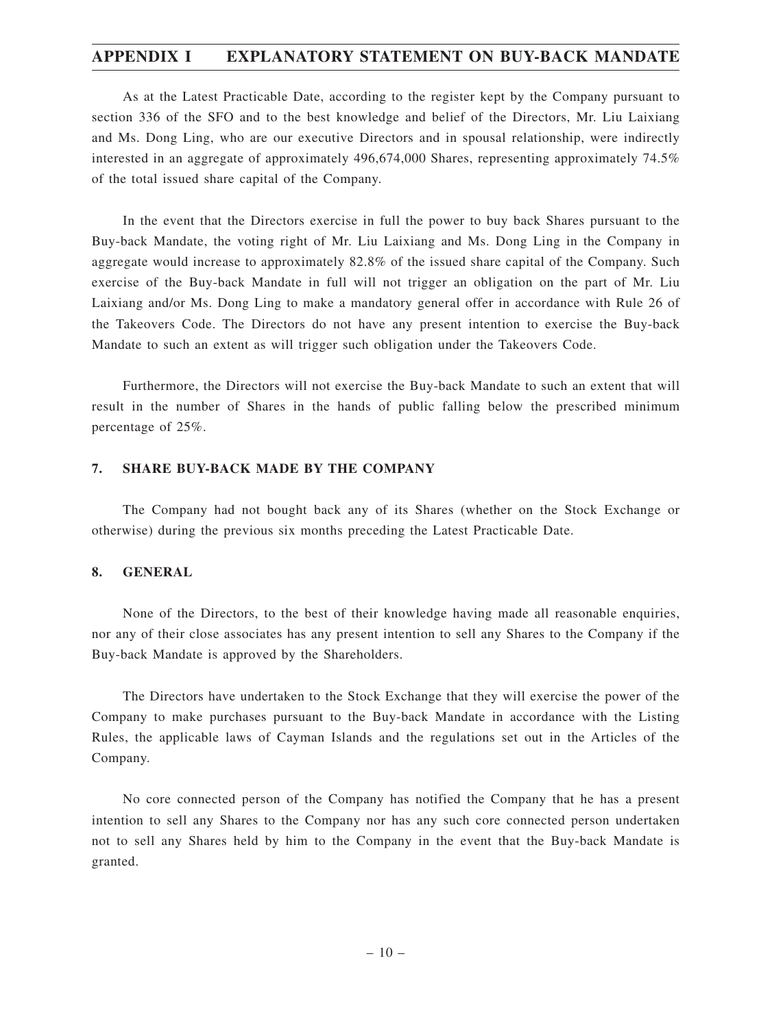As at the Latest Practicable Date, according to the register kept by the Company pursuant to section 336 of the SFO and to the best knowledge and belief of the Directors, Mr. Liu Laixiang and Ms. Dong Ling, who are our executive Directors and in spousal relationship, were indirectly interested in an aggregate of approximately 496,674,000 Shares, representing approximately 74.5% of the total issued share capital of the Company.

In the event that the Directors exercise in full the power to buy back Shares pursuant to the Buy-back Mandate, the voting right of Mr. Liu Laixiang and Ms. Dong Ling in the Company in aggregate would increase to approximately 82.8% of the issued share capital of the Company. Such exercise of the Buy-back Mandate in full will not trigger an obligation on the part of Mr. Liu Laixiang and/or Ms. Dong Ling to make a mandatory general offer in accordance with Rule 26 of the Takeovers Code. The Directors do not have any present intention to exercise the Buy-back Mandate to such an extent as will trigger such obligation under the Takeovers Code.

Furthermore, the Directors will not exercise the Buy-back Mandate to such an extent that will result in the number of Shares in the hands of public falling below the prescribed minimum percentage of 25%.

## 7. SHARE BUY-BACK MADE BY THE COMPANY

The Company had not bought back any of its Shares (whether on the Stock Exchange or otherwise) during the previous six months preceding the Latest Practicable Date.

## 8. GENERAL

None of the Directors, to the best of their knowledge having made all reasonable enquiries, nor any of their close associates has any present intention to sell any Shares to the Company if the Buy-back Mandate is approved by the Shareholders.

The Directors have undertaken to the Stock Exchange that they will exercise the power of the Company to make purchases pursuant to the Buy-back Mandate in accordance with the Listing Rules, the applicable laws of Cayman Islands and the regulations set out in the Articles of the Company.

No core connected person of the Company has notified the Company that he has a present intention to sell any Shares to the Company nor has any such core connected person undertaken not to sell any Shares held by him to the Company in the event that the Buy-back Mandate is granted.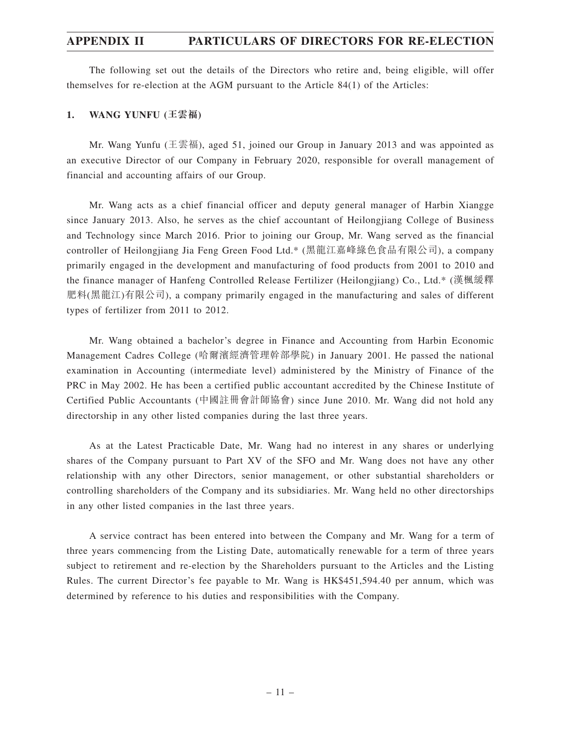The following set out the details of the Directors who retire and, being eligible, will offer themselves for re-election at the AGM pursuant to the Article 84(1) of the Articles:

## 1. WANG YUNFU (王雲福)

Mr. Wang Yunfu (王雲福), aged 51, joined our Group in January 2013 and was appointed as an executive Director of our Company in February 2020, responsible for overall management of financial and accounting affairs of our Group.

Mr. Wang acts as a chief financial officer and deputy general manager of Harbin Xiangge since January 2013. Also, he serves as the chief accountant of Heilongjiang College of Business and Technology since March 2016. Prior to joining our Group, Mr. Wang served as the financial controller of Heilongjiang Jia Feng Green Food Ltd.* (黑龍江嘉峰綠色食品有限公司), a company primarily engaged in the development and manufacturing of food products from 2001 to 2010 and the finance manager of Hanfeng Controlled Release Fertilizer (Heilongjiang) Co., Ltd.* (漢楓緩釋肥料(黑龍江)有限公司), a company primarily engaged in the manufacturing and sales of different types of fertilizer from 2011 to 2012.

Mr. Wang obtained a bachelor's degree in Finance and Accounting from Harbin Economic Management Cadres College (哈爾濱經濟管理幹部學院) in January 2001. He passed the national examination in Accounting (intermediate level) administered by the Ministry of Finance of the PRC in May 2002. He has been a certified public accountant accredited by the Chinese Institute of Certified Public Accountants (中國註冊會計師協會) since June 2010. Mr. Wang did not hold any directorship in any other listed companies during the last three years.

As at the Latest Practicable Date, Mr. Wang had no interest in any shares or underlying shares of the Company pursuant to Part XV of the SFO and Mr. Wang does not have any other relationship with any other Directors, senior management, or other substantial shareholders or controlling shareholders of the Company and its subsidiaries. Mr. Wang held no other directorships in any other listed companies in the last three years.

A service contract has been entered into between the Company and Mr. Wang for a term of three years commencing from the Listing Date, automatically renewable for a term of three years subject to retirement and re-election by the Shareholders pursuant to the Articles and the Listing Rules. The current Director's fee payable to Mr. Wang is HK$451,594.40 per annum, which was determined by reference to his duties and responsibilities with the Company.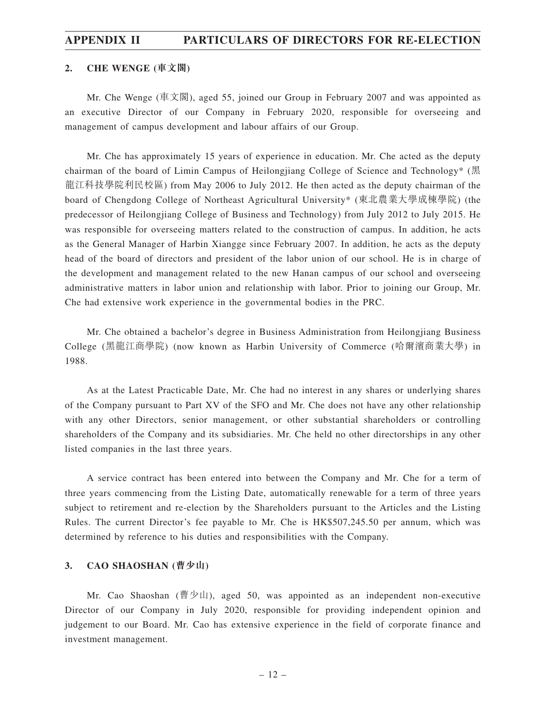### 2. CHE WENGE (車文閣)

Mr. Che Wenge (車文閣), aged 55, joined our Group in February 2007 and was appointed as an executive Director of our Company in February 2020, responsible for overseeing and management of campus development and labour affairs of our Group.

Mr. Che has approximately 15 years of experience in education. Mr. Che acted as the deputy chairman of the board of Limin Campus of Heilongjiang College of Science and Technology* (黑龍江科技學院利民校區) from May 2006 to July 2012. He then acted as the deputy chairman of the board of Chengdong College of Northeast Agricultural University* (東北農業大學成棟學院) (the predecessor of Heilongjiang College of Business and Technology) from July 2012 to July 2015. He was responsible for overseeing matters related to the construction of campus. In addition, he acts as the General Manager of Harbin Xiangge since February 2007. In addition, he acts as the deputy head of the board of directors and president of the labor union of our school. He is in charge of the development and management related to the new Hanan campus of our school and overseeing administrative matters in labor union and relationship with labor. Prior to joining our Group, Mr. Che had extensive work experience in the governmental bodies in the PRC.

Mr. Che obtained a bachelor's degree in Business Administration from Heilongjiang Business College (黑龍江商學院) (now known as Harbin University of Commerce (哈爾濱商業大學) in 1988.

As at the Latest Practicable Date, Mr. Che had no interest in any shares or underlying shares of the Company pursuant to Part XV of the SFO and Mr. Che does not have any other relationship with any other Directors, senior management, or other substantial shareholders or controlling shareholders of the Company and its subsidiaries. Mr. Che held no other directorships in any other listed companies in the last three years.

A service contract has been entered into between the Company and Mr. Che for a term of three years commencing from the Listing Date, automatically renewable for a term of three years subject to retirement and re-election by the Shareholders pursuant to the Articles and the Listing Rules. The current Director's fee payable to Mr. Che is HK$507,245.50 per annum, which was determined by reference to his duties and responsibilities with the Company.

### 3. CAO SHAOSHAN (曹少山)

Mr. Cao Shaoshan (曹少山), aged 50, was appointed as an independent non-executive Director of our Company in July 2020, responsible for providing independent opinion and judgement to our Board. Mr. Cao has extensive experience in the field of corporate finance and investment management.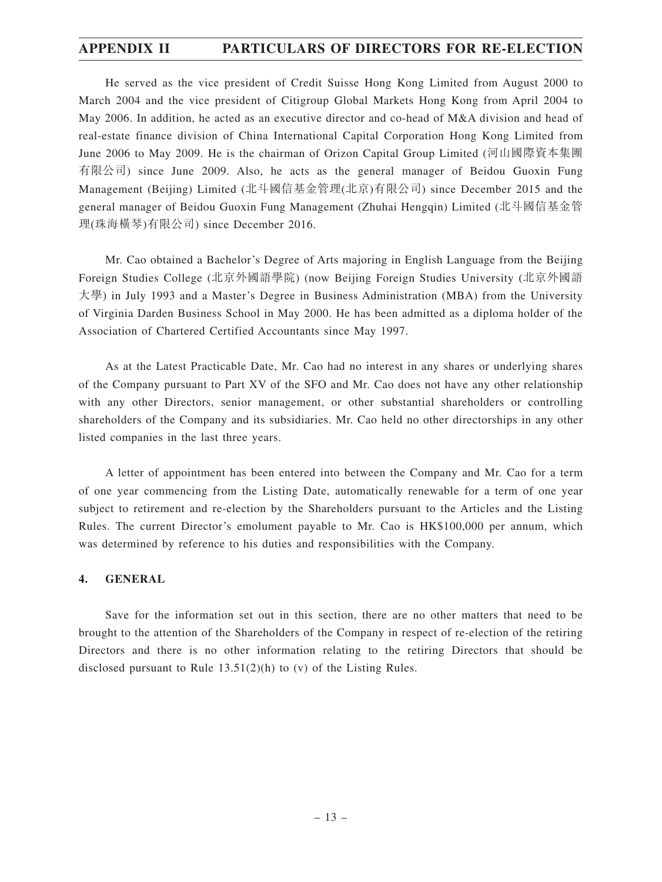He served as the vice president of Credit Suisse Hong Kong Limited from August 2000 to March 2004 and the vice president of Citigroup Global Markets Hong Kong from April 2004 to May 2006. In addition, he acted as an executive director and co-head of M&A division and head of real-estate finance division of China International Capital Corporation Hong Kong Limited from June 2006 to May 2009. He is the chairman of Orizon Capital Group Limited (河山國際資本集團有限公司) since June 2009. Also, he acts as the general manager of Beidou Guoxin Fung Management (Beijing) Limited (北斗國信基金管理(北京)有限公司) since December 2015 and the general manager of Beidou Guoxin Fung Management (Zhuhai Hengqin) Limited (北斗國信基金管理(珠海橫琴)有限公司) since December 2016.

Mr. Cao obtained a Bachelor's Degree of Arts majoring in English Language from the Beijing Foreign Studies College (北京外國語學院) (now Beijing Foreign Studies University (北京外國語大學) in July 1993 and a Master's Degree in Business Administration (MBA) from the University of Virginia Darden Business School in May 2000. He has been admitted as a diploma holder of the Association of Chartered Certified Accountants since May 1997.

As at the Latest Practicable Date, Mr. Cao had no interest in any shares or underlying shares of the Company pursuant to Part XV of the SFO and Mr. Cao does not have any other relationship with any other Directors, senior management, or other substantial shareholders or controlling shareholders of the Company and its subsidiaries. Mr. Cao held no other directorships in any other listed companies in the last three years.

A letter of appointment has been entered into between the Company and Mr. Cao for a term of one year commencing from the Listing Date, automatically renewable for a term of one year subject to retirement and re-election by the Shareholders pursuant to the Articles and the Listing Rules. The current Director's emolument payable to Mr. Cao is HK$100,000 per annum, which was determined by reference to his duties and responsibilities with the Company.

## 4. GENERAL

Save for the information set out in this section, there are no other matters that need to be brought to the attention of the Shareholders of the Company in respect of re-election of the retiring Directors and there is no other information relating to the retiring Directors that should be disclosed pursuant to Rule 13.51(2)(h) to (v) of the Listing Rules.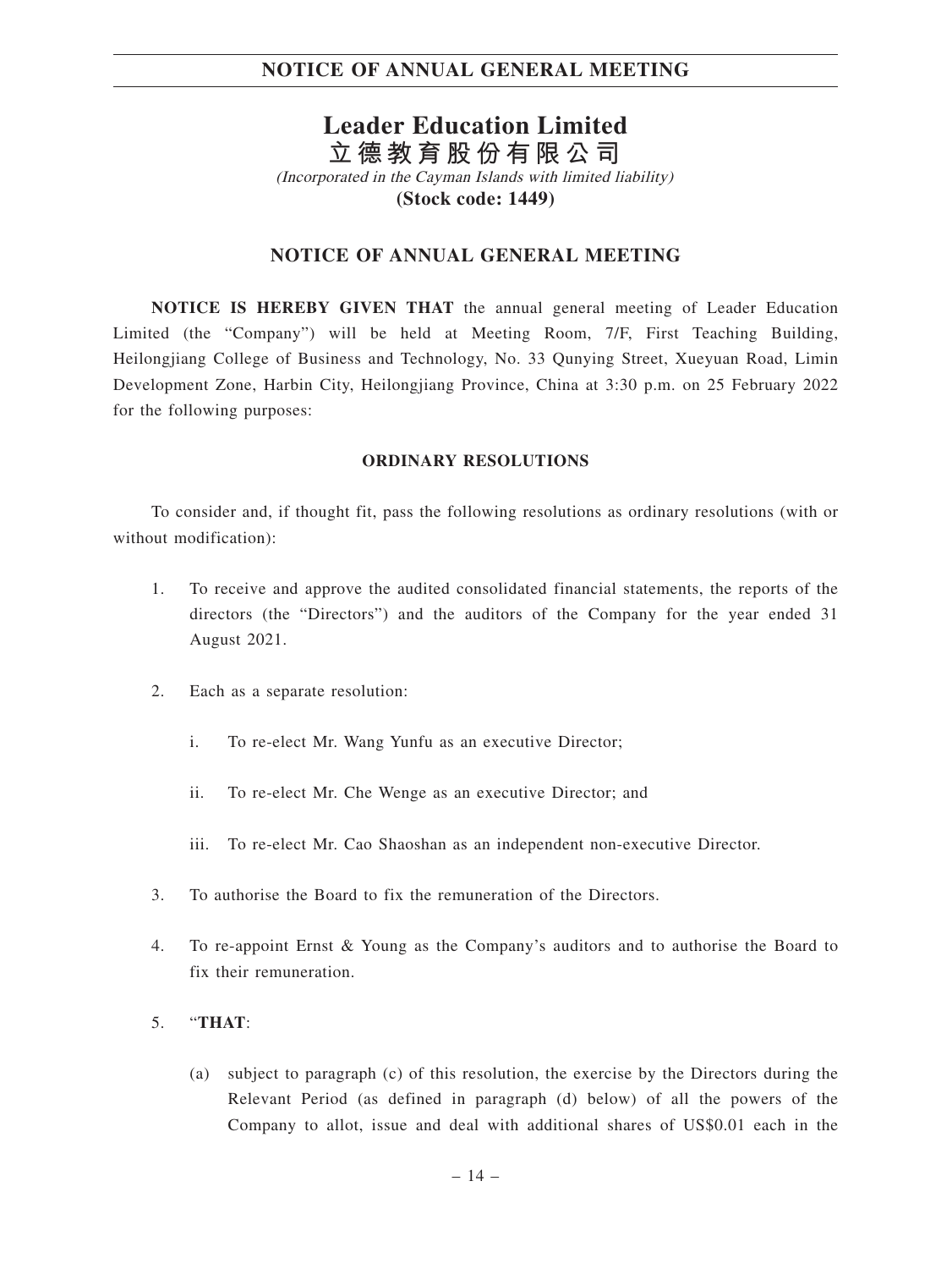# Leader Education Limited

# 立德教育股份有限公司

*(Incorporated in the Cayman Islands with limited liability)*

**(Stock code: 1449)**

## NOTICE OF ANNUAL GENERAL MEETING

**NOTICE IS HEREBY GIVEN THAT** the annual general meeting of Leader Education Limited (the "Company") will be held at Meeting Room, 7/F, First Teaching Building, Heilongjiang College of Business and Technology, No. 33 Qunying Street, Xueyuan Road, Limin Development Zone, Harbin City, Heilongjiang Province, China at 3:30 p.m. on 25 February 2022 for the following purposes:

### ORDINARY RESOLUTIONS

To consider and, if thought fit, pass the following resolutions as ordinary resolutions (with or without modification):

1. To receive and approve the audited consolidated financial statements, the reports of the directors (the "Directors") and the auditors of the Company for the year ended 31 August 2021.

2. Each as a separate resolution:

   i. To re-elect Mr. Wang Yunfu as an executive Director;

   ii. To re-elect Mr. Che Wenge as an executive Director; and

   iii. To re-elect Mr. Cao Shaoshan as an independent non-executive Director.

3. To authorise the Board to fix the remuneration of the Directors.

4. To re-appoint Ernst & Young as the Company's auditors and to authorise the Board to fix their remuneration.

5. "**THAT**:

   (a) subject to paragraph (c) of this resolution, the exercise by the Directors during the Relevant Period (as defined in paragraph (d) below) of all the powers of the Company to allot, issue and deal with additional shares of US$0.01 each in the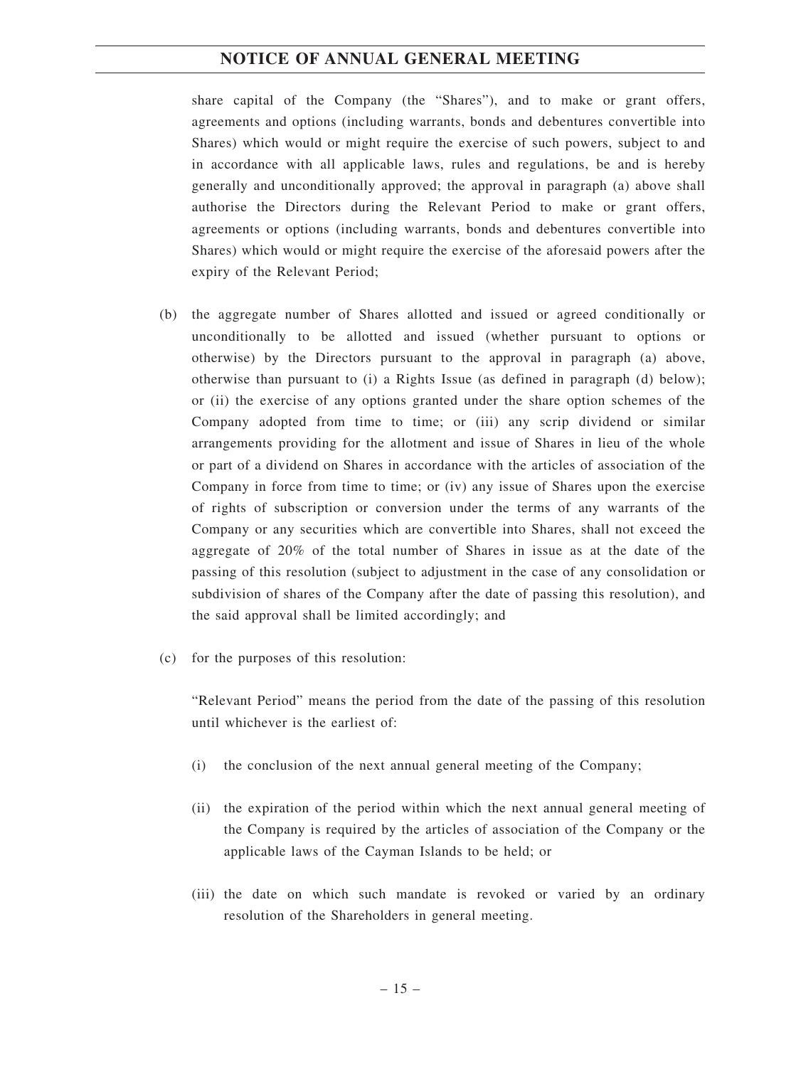share capital of the Company (the "Shares"), and to make or grant offers, agreements and options (including warrants, bonds and debentures convertible into Shares) which would or might require the exercise of such powers, subject to and in accordance with all applicable laws, rules and regulations, be and is hereby generally and unconditionally approved; the approval in paragraph (a) above shall authorise the Directors during the Relevant Period to make or grant offers, agreements or options (including warrants, bonds and debentures convertible into Shares) which would or might require the exercise of the aforesaid powers after the expiry of the Relevant Period;

(b) the aggregate number of Shares allotted and issued or agreed conditionally or unconditionally to be allotted and issued (whether pursuant to options or otherwise) by the Directors pursuant to the approval in paragraph (a) above, otherwise than pursuant to (i) a Rights Issue (as defined in paragraph (d) below); or (ii) the exercise of any options granted under the share option schemes of the Company adopted from time to time; or (iii) any scrip dividend or similar arrangements providing for the allotment and issue of Shares in lieu of the whole or part of a dividend on Shares in accordance with the articles of association of the Company in force from time to time; or (iv) any issue of Shares upon the exercise of rights of subscription or conversion under the terms of any warrants of the Company or any securities which are convertible into Shares, shall not exceed the aggregate of 20% of the total number of Shares in issue as at the date of the passing of this resolution (subject to adjustment in the case of any consolidation or subdivision of shares of the Company after the date of passing this resolution), and the said approval shall be limited accordingly; and

(c) for the purposes of this resolution:

"Relevant Period" means the period from the date of the passing of this resolution until whichever is the earliest of:

(i) the conclusion of the next annual general meeting of the Company;

(ii) the expiration of the period within which the next annual general meeting of the Company is required by the articles of association of the Company or the applicable laws of the Cayman Islands to be held; or

(iii) the date on which such mandate is revoked or varied by an ordinary resolution of the Shareholders in general meeting.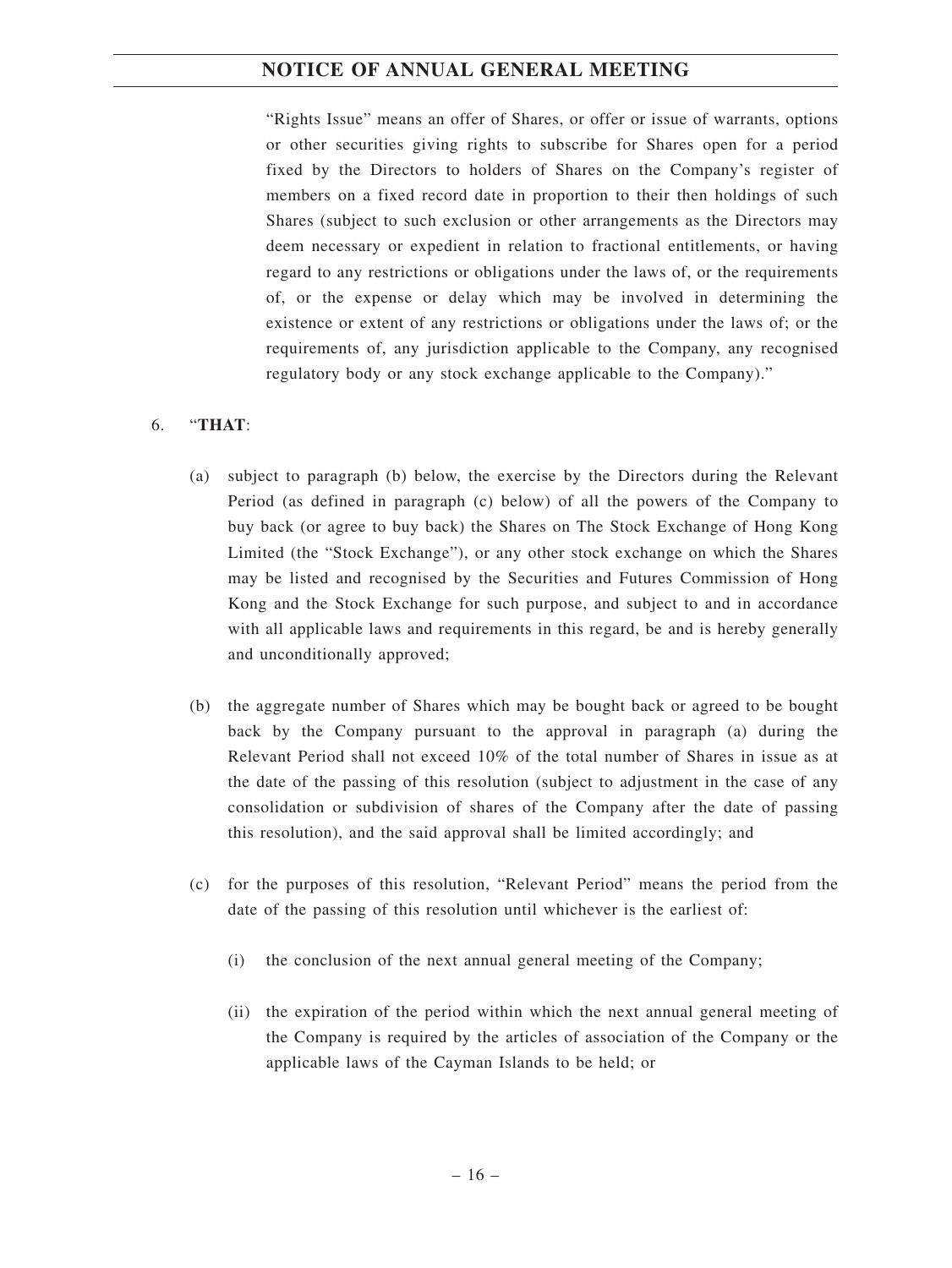"Rights Issue" means an offer of Shares, or offer or issue of warrants, options or other securities giving rights to subscribe for Shares open for a period fixed by the Directors to holders of Shares on the Company's register of members on a fixed record date in proportion to their then holdings of such Shares (subject to such exclusion or other arrangements as the Directors may deem necessary or expedient in relation to fractional entitlements, or having regard to any restrictions or obligations under the laws of, or the requirements of, or the expense or delay which may be involved in determining the existence or extent of any restrictions or obligations under the laws of; or the requirements of, any jurisdiction applicable to the Company, any recognised regulatory body or any stock exchange applicable to the Company)."

6. "**THAT**:

   (a) subject to paragraph (b) below, the exercise by the Directors during the Relevant Period (as defined in paragraph (c) below) of all the powers of the Company to buy back (or agree to buy back) the Shares on The Stock Exchange of Hong Kong Limited (the "Stock Exchange"), or any other stock exchange on which the Shares may be listed and recognised by the Securities and Futures Commission of Hong Kong and the Stock Exchange for such purpose, and subject to and in accordance with all applicable laws and requirements in this regard, be and is hereby generally and unconditionally approved;

   (b) the aggregate number of Shares which may be bought back or agreed to be bought back by the Company pursuant to the approval in paragraph (a) during the Relevant Period shall not exceed 10% of the total number of Shares in issue as at the date of the passing of this resolution (subject to adjustment in the case of any consolidation or subdivision of shares of the Company after the date of passing this resolution), and the said approval shall be limited accordingly; and

   (c) for the purposes of this resolution, "Relevant Period" means the period from the date of the passing of this resolution until whichever is the earliest of:

      (i) the conclusion of the next annual general meeting of the Company;

      (ii) the expiration of the period within which the next annual general meeting of the Company is required by the articles of association of the Company or the applicable laws of the Cayman Islands to be held; or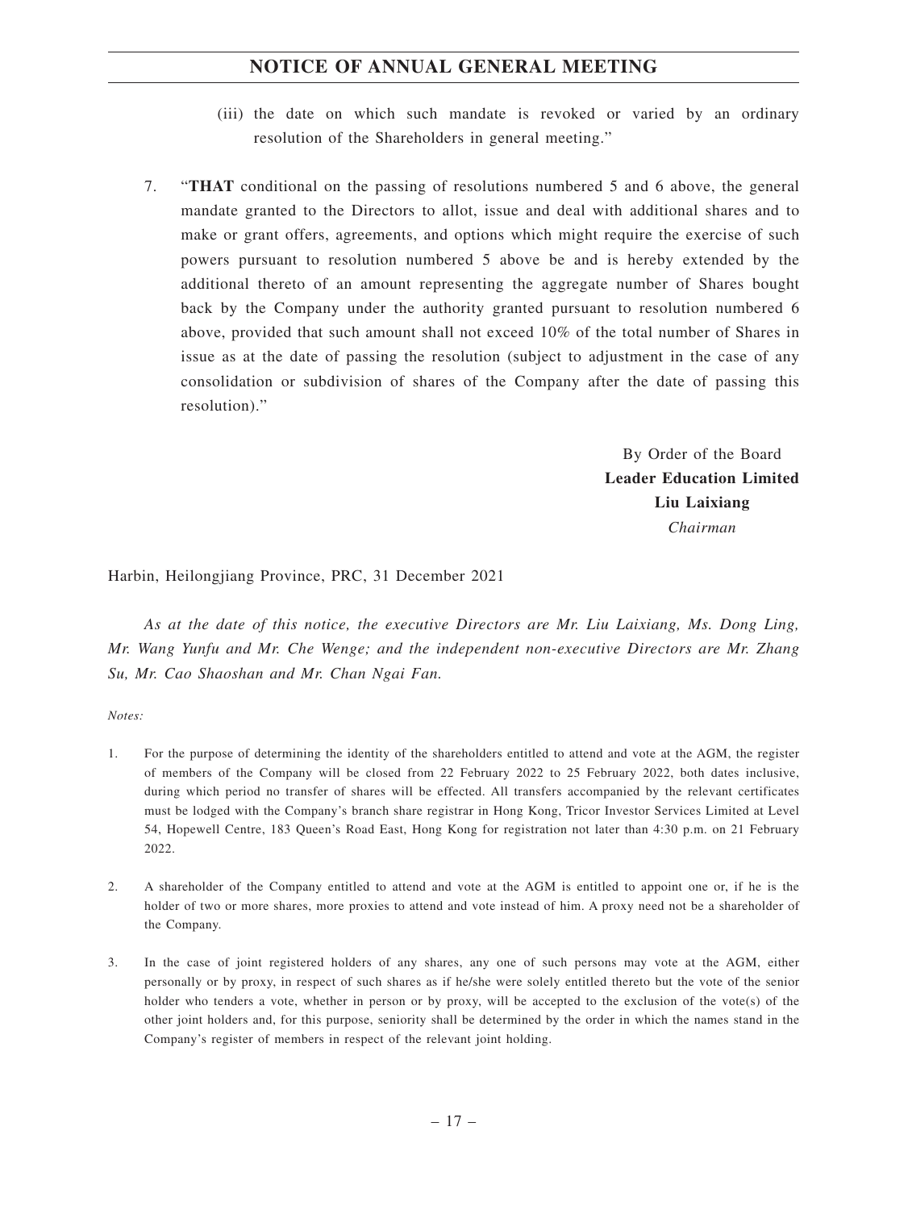(iii) the date on which such mandate is revoked or varied by an ordinary resolution of the Shareholders in general meeting."

7. "**THAT** conditional on the passing of resolutions numbered 5 and 6 above, the general mandate granted to the Directors to allot, issue and deal with additional shares and to make or grant offers, agreements, and options which might require the exercise of such powers pursuant to resolution numbered 5 above be and is hereby extended by the additional thereto of an amount representing the aggregate number of Shares bought back by the Company under the authority granted pursuant to resolution numbered 6 above, provided that such amount shall not exceed 10% of the total number of Shares in issue as at the date of passing the resolution (subject to adjustment in the case of any consolidation or subdivision of shares of the Company after the date of passing this resolution)."

By Order of the Board
**Leader Education Limited**
**Liu Laixiang**
*Chairman*

Harbin, Heilongjiang Province, PRC, 31 December 2021

*As at the date of this notice, the executive Directors are Mr. Liu Laixiang, Ms. Dong Ling, Mr. Wang Yunfu and Mr. Che Wenge; and the independent non-executive Directors are Mr. Zhang Su, Mr. Cao Shaoshan and Mr. Chan Ngai Fan.*

*Notes:*

1. For the purpose of determining the identity of the shareholders entitled to attend and vote at the AGM, the register of members of the Company will be closed from 22 February 2022 to 25 February 2022, both dates inclusive, during which period no transfer of shares will be effected. All transfers accompanied by the relevant certificates must be lodged with the Company's branch share registrar in Hong Kong, Tricor Investor Services Limited at Level 54, Hopewell Centre, 183 Queen's Road East, Hong Kong for registration not later than 4:30 p.m. on 21 February 2022.

2. A shareholder of the Company entitled to attend and vote at the AGM is entitled to appoint one or, if he is the holder of two or more shares, more proxies to attend and vote instead of him. A proxy need not be a shareholder of the Company.

3. In the case of joint registered holders of any shares, any one of such persons may vote at the AGM, either personally or by proxy, in respect of such shares as if he/she were solely entitled thereto but the vote of the senior holder who tenders a vote, whether in person or by proxy, will be accepted to the exclusion of the vote(s) of the other joint holders and, for this purpose, seniority shall be determined by the order in which the names stand in the Company's register of members in respect of the relevant joint holding.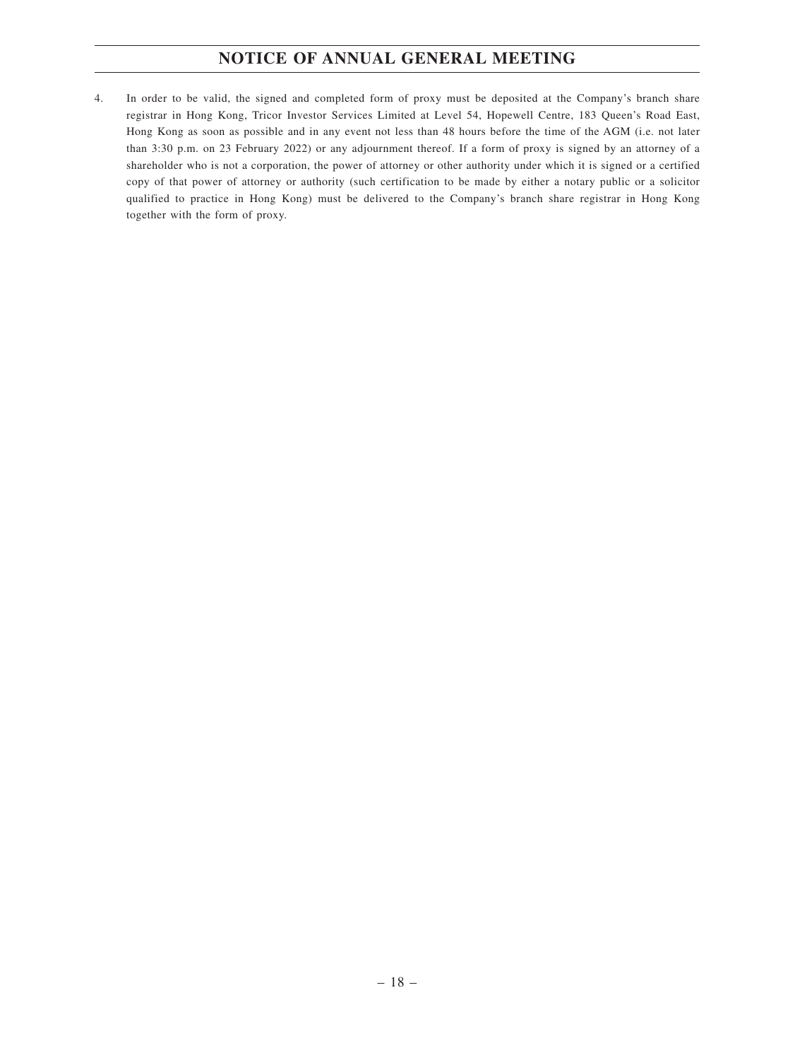4. In order to be valid, the signed and completed form of proxy must be deposited at the Company's branch share registrar in Hong Kong, Tricor Investor Services Limited at Level 54, Hopewell Centre, 183 Queen's Road East, Hong Kong as soon as possible and in any event not less than 48 hours before the time of the AGM (i.e. not later than 3:30 p.m. on 23 February 2022) or any adjournment thereof. If a form of proxy is signed by an attorney of a shareholder who is not a corporation, the power of attorney or other authority under which it is signed or a certified copy of that power of attorney or authority (such certification to be made by either a notary public or a solicitor qualified to practice in Hong Kong) must be delivered to the Company's branch share registrar in Hong Kong together with the form of proxy.